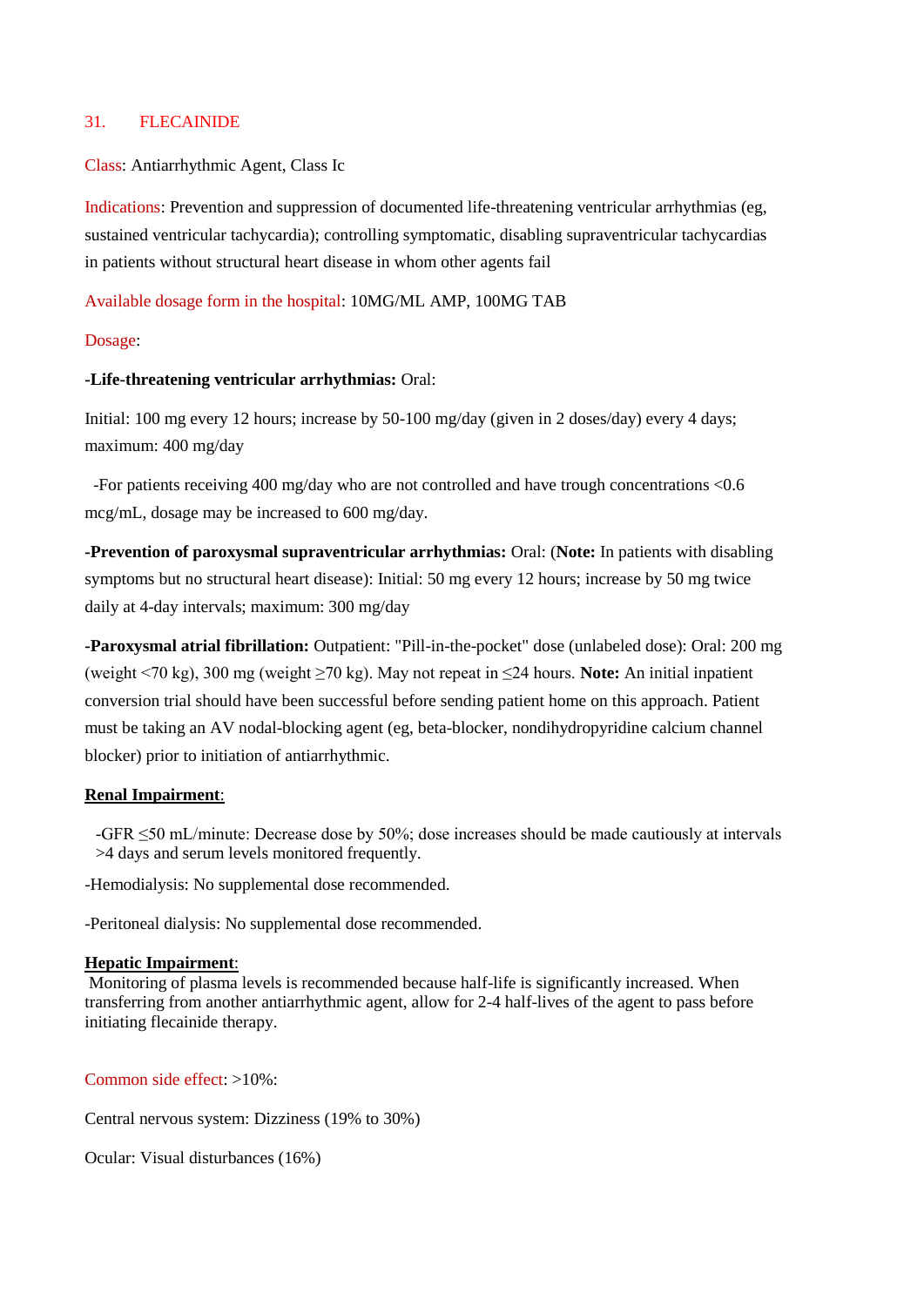## 31. FLECAINIDE

Class: Antiarrhythmic Agent, Class Ic

Indications: Prevention and suppression of documented life-threatening ventricular arrhythmias (eg, sustained ventricular tachycardia); controlling symptomatic, disabling supraventricular tachycardias in patients without structural heart disease in whom other agents fail

Available dosage form in the hospital: 10MG/ML AMP, 100MG TAB

Dosage:

**-Life-threatening ventricular arrhythmias:** Oral:

Initial: 100 mg every 12 hours; increase by 50-100 mg/day (given in 2 doses/day) every 4 days; maximum: 400 mg/day

-For patients receiving 400 mg/day who are not controlled and have trough concentrations <0.6 mcg/mL, dosage may be increased to 600 mg/day.

**-Prevention of paroxysmal supraventricular arrhythmias:** Oral: (**Note:** In patients with disabling symptoms but no structural heart disease): Initial: 50 mg every 12 hours; increase by 50 mg twice daily at 4-day intervals; maximum: 300 mg/day

**-Paroxysmal atrial fibrillation:** Outpatient: "Pill-in-the-pocket" dose (unlabeled dose): Oral: 200 mg (weight <70 kg), 300 mg (weight ≥70 kg). May not repeat in ≤24 hours. **Note:** An initial inpatient conversion trial should have been successful before sending patient home on this approach. Patient must be taking an AV nodal-blocking agent (eg, beta-blocker, nondihydropyridine calcium channel blocker) prior to initiation of antiarrhythmic.

**Renal Impairment**:

-GFR ≤50 mL/minute: Decrease dose by 50%; dose increases should be made cautiously at intervals >4 days and serum levels monitored frequently.

-Hemodialysis: No supplemental dose recommended.

-Peritoneal dialysis: No supplemental dose recommended.

**Hepatic Impairment**:
Monitoring of plasma levels is recommended because half-life is significantly increased. When transferring from another antiarrhythmic agent, allow for 2-4 half-lives of the agent to pass before initiating flecainide therapy.

Common side effect: >10%:

Central nervous system: Dizziness (19% to 30%)

Ocular: Visual disturbances (16%)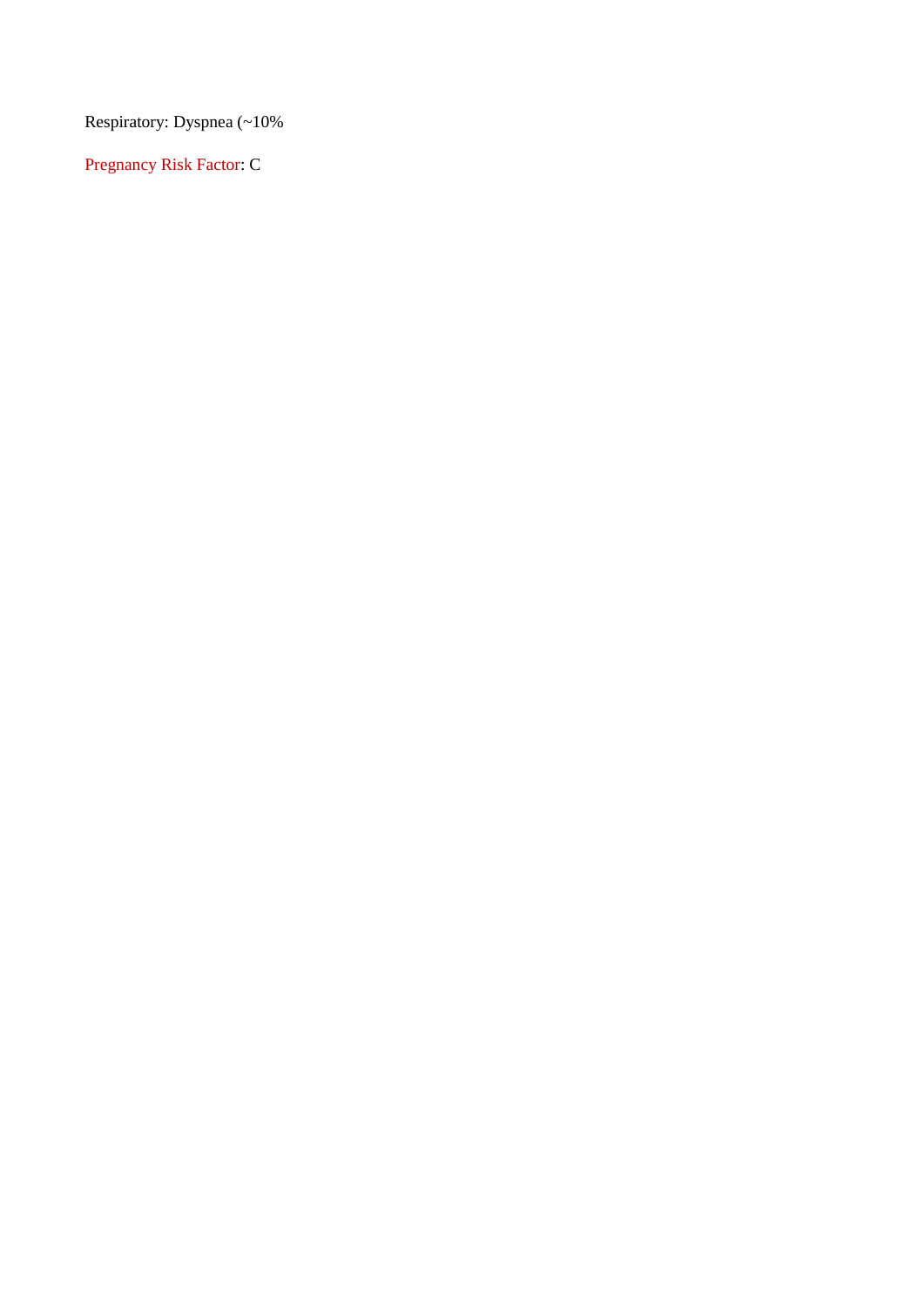Respiratory: Dyspnea (~10%

Pregnancy Risk Factor: C